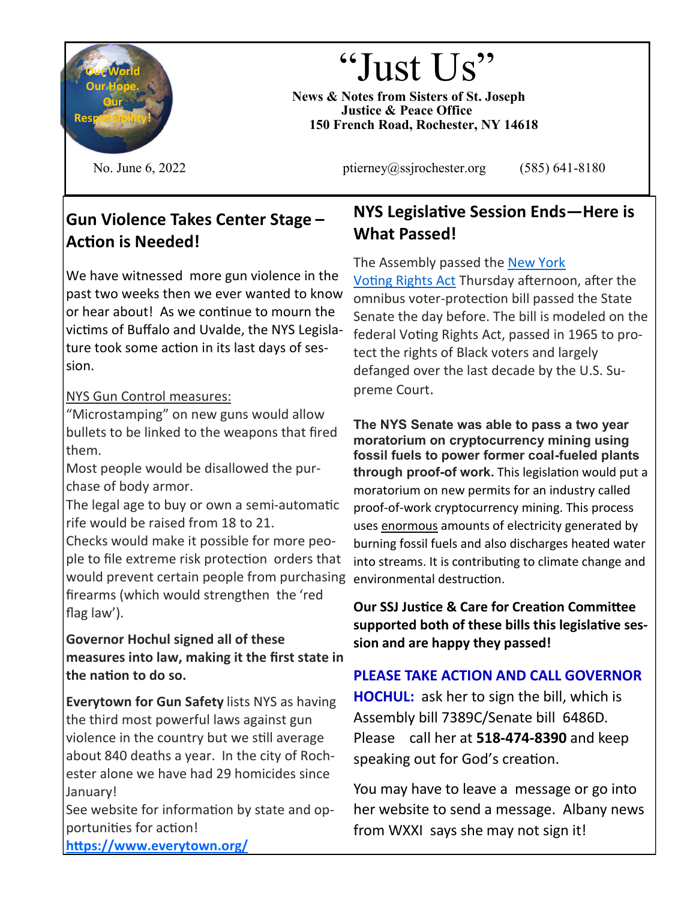# "Just Us"

**News & Notes from Sisters of St. Joseph**
**Justice & Peace Office**
**150 French Road, Rochester, NY 14618**

Our World Our Hope. Our Responsibility!

No. June 6, 2022 ptierney@ssjrochester.org (585) 641-8180

## Gun Violence Takes Center Stage – Action is Needed!

We have witnessed more gun violence in the past two weeks then we ever wanted to know or hear about! As we continue to mourn the victims of Buffalo and Uvalde, the NYS Legislature took some action in its last days of session.

NYS Gun Control measures:

"Microstamping" on new guns would allow bullets to be linked to the weapons that fired them.

Most people would be disallowed the purchase of body armor.

The legal age to buy or own a semi-automatic rife would be raised from 18 to 21.

Checks would make it possible for more people to file extreme risk protection orders that would prevent certain people from purchasing firearms (which would strengthen the 'red flag law').

**Governor Hochul signed all of these measures into law, making it the first state in the nation to do so.**

**Everytown for Gun Safety** lists NYS as having the third most powerful laws against gun violence in the country but we still average about 840 deaths a year. In the city of Rochester alone we have had 29 homicides since January!

See website for information by state and opportunities for action!

**https://www.everytown.org/**

## NYS Legislative Session Ends—Here is What Passed!

The Assembly passed the New York Voting Rights Act Thursday afternoon, after the omnibus voter-protection bill passed the State Senate the day before. The bill is modeled on the federal Voting Rights Act, passed in 1965 to protect the rights of Black voters and largely defanged over the last decade by the U.S. Supreme Court.

**The NYS Senate was able to pass a two year moratorium on cryptocurrency mining using fossil fuels to power former coal-fueled plants through proof-of work.** This legislation would put a moratorium on new permits for an industry called proof-of-work cryptocurrency mining. This process uses enormous amounts of electricity generated by burning fossil fuels and also discharges heated water into streams. It is contributing to climate change and environmental destruction.

**Our SSJ Justice & Care for Creation Committee supported both of these bills this legislative session and are happy they passed!**

**PLEASE TAKE ACTION AND CALL GOVERNOR HOCHUL:** ask her to sign the bill, which is Assembly bill 7389C/Senate bill 6486D. Please call her at **518-474-8390** and keep speaking out for God's creation.

You may have to leave a message or go into her website to send a message. Albany news from WXXI says she may not sign it!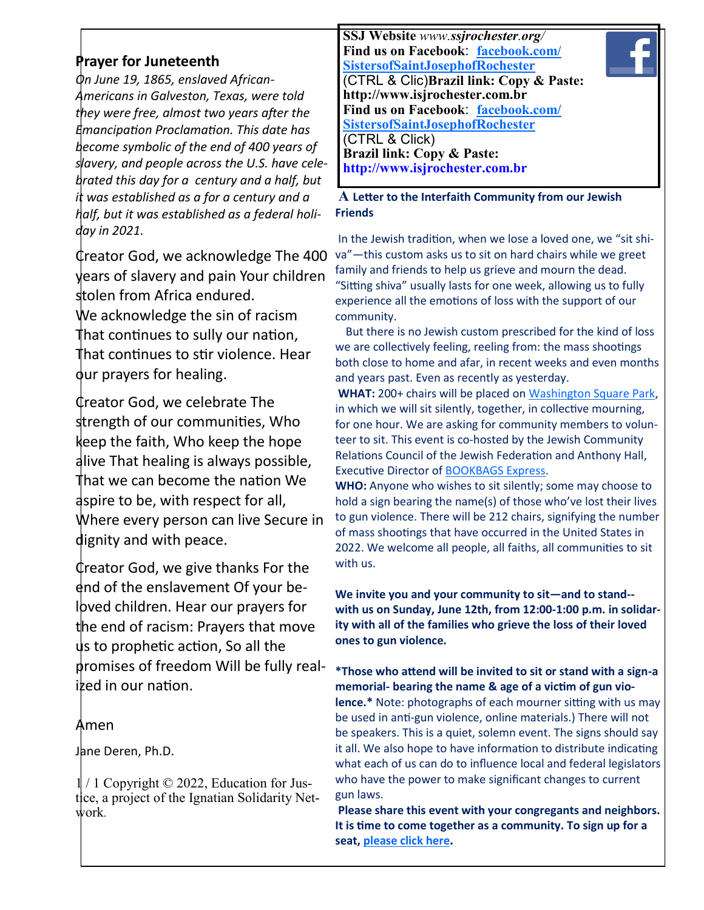## Prayer for Juneteenth

*On June 19, 1865, enslaved African-Americans in Galveston, Texas, were told they were free, almost two years after the Emancipation Proclamation. This date has become symbolic of the end of 400 years of slavery, and people across the U.S. have celebrated this day for a century and a half, but it was established as a for a century and a half, but it was established as a federal holiday in 2021.*

Creator God, we acknowledge The 400 years of slavery and pain Your children stolen from Africa endured.
We acknowledge the sin of racism
That continues to sully our nation,
That continues to stir violence. Hear our prayers for healing.

Creator God, we celebrate The strength of our communities, Who keep the faith, Who keep the hope alive That healing is always possible, That we can become the nation We aspire to be, with respect for all, Where every person can live Secure in dignity and with peace.

Creator God, we give thanks For the end of the enslavement Of your beloved children. Hear our prayers for the end of racism: Prayers that move us to prophetic action, So all the promises of freedom Will be fully realized in our nation.

Amen

Jane Deren, Ph.D.

1 / 1 Copyright © 2022, Education for Justice, a project of the Ignatian Solidarity Network.

**SSJ Website** *www.ssjrochester.org/*
**Find us on Facebook**: **[facebook.com/SistersofSaintJosephofRochester](facebook.com/SistersofSaintJosephofRochester)**
(CTRL & Clic)**Brazil link: Copy & Paste: http://www.isjrochester.com.br**
**Find us on Facebook**: **[facebook.com/SistersofSaintJosephofRochester](facebook.com/SistersofSaintJosephofRochester)**
(CTRL & Click)
**Brazil link: Copy & Paste:**
**http://www.isjrochester.com.br**

### A Letter to the Interfaith Community from our Jewish Friends

In the Jewish tradition, when we lose a loved one, we "sit shiva"—this custom asks us to sit on hard chairs while we greet family and friends to help us grieve and mourn the dead. "Sitting shiva" usually lasts for one week, allowing us to fully experience all the emotions of loss with the support of our community.

But there is no Jewish custom prescribed for the kind of loss we are collectively feeling, reeling from: the mass shootings both close to home and afar, in recent weeks and even months and years past. Even as recently as yesterday.

**WHAT:** 200+ chairs will be placed on Washington Square Park, in which we will sit silently, together, in collective mourning, for one hour. We are asking for community members to volunteer to sit. This event is co-hosted by the Jewish Community Relations Council of the Jewish Federation and Anthony Hall, Executive Director of BOOKBAGS Express.

**WHO:** Anyone who wishes to sit silently; some may choose to hold a sign bearing the name(s) of those who've lost their lives to gun violence. There will be 212 chairs, signifying the number of mass shootings that have occurred in the United States in 2022. We welcome all people, all faiths, all communities to sit with us.

**We invite you and your community to sit—and to stand--with us on Sunday, June 12th, from 12:00-1:00 p.m. in solidarity with all of the families who grieve the loss of their loved ones to gun violence.**

**\*Those who attend will be invited to sit or stand with a sign-a memorial- bearing the name & age of a victim of gun violence.\*** Note: photographs of each mourner sitting with us may be used in anti-gun violence, online materials.) There will not be speakers. This is a quiet, solemn event. The signs should say it all. We also hope to have information to distribute indicating what each of us can do to influence local and federal legislators who have the power to make significant changes to current gun laws.

**Please share this event with your congregants and neighbors. It is time to come together as a community. To sign up for a seat, please click here.**